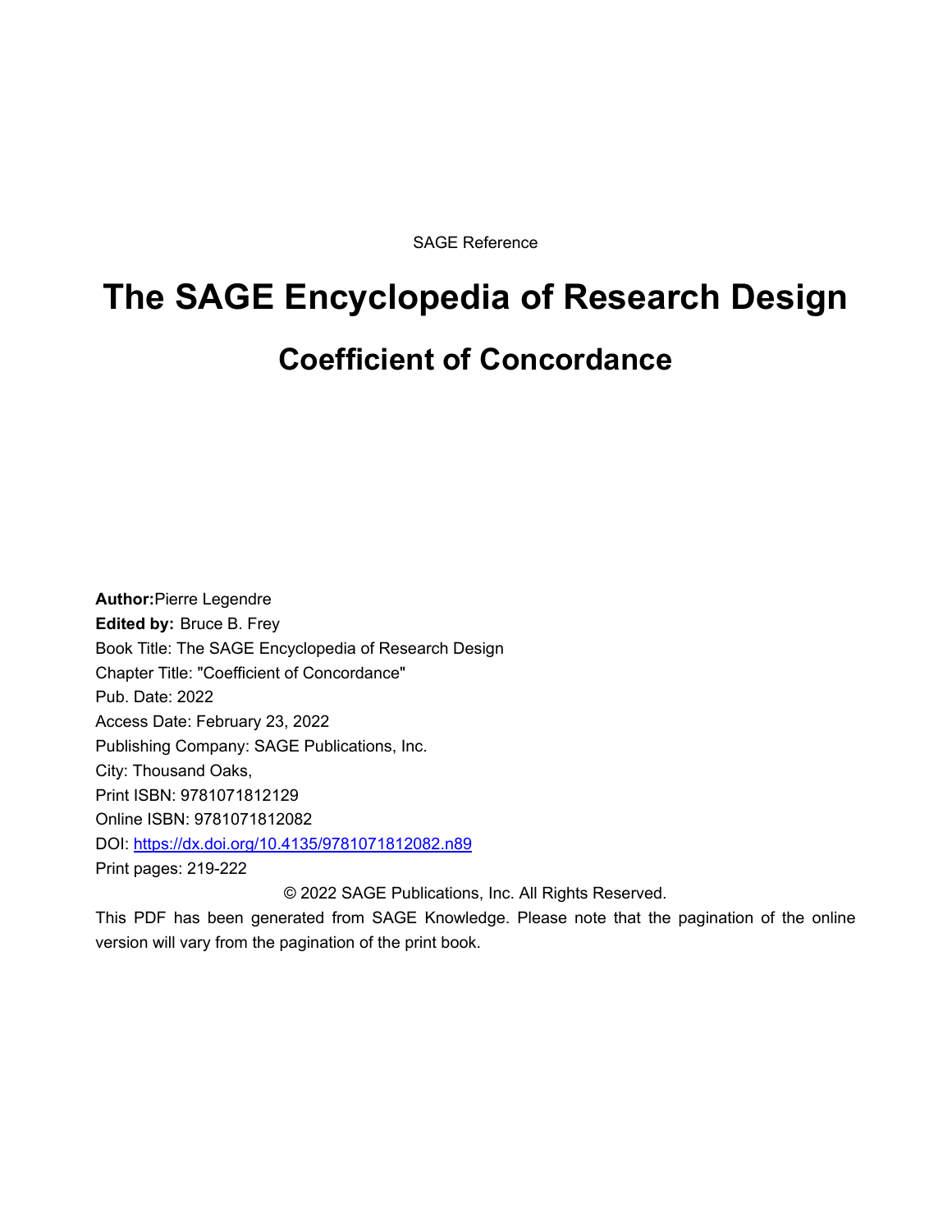SAGE Reference

# The SAGE Encyclopedia of Research Design

## Coefficient of Concordance

**Author:** Pierre Legendre
**Edited by:** Bruce B. Frey
Book Title: The SAGE Encyclopedia of Research Design
Chapter Title: "Coefficient of Concordance"
Pub. Date: 2022
Access Date: February 23, 2022
Publishing Company: SAGE Publications, Inc.
City: Thousand Oaks,
Print ISBN: 9781071812129
Online ISBN: 9781071812082
DOI: https://dx.doi.org/10.4135/9781071812082.n89
Print pages: 219-222

© 2022 SAGE Publications, Inc. All Rights Reserved.

This PDF has been generated from SAGE Knowledge. Please note that the pagination of the online version will vary from the pagination of the print book.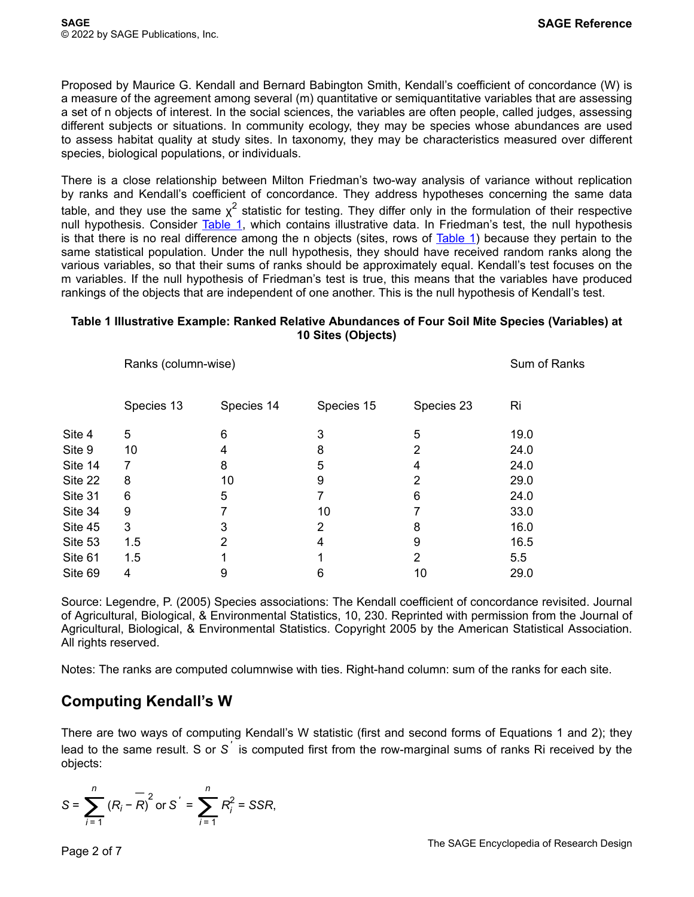Proposed by Maurice G. Kendall and Bernard Babington Smith, Kendall's coefficient of concordance (W) is a measure of the agreement among several (m) quantitative or semiquantitative variables that are assessing a set of n objects of interest. In the social sciences, the variables are often people, called judges, assessing different subjects or situations. In community ecology, they may be species whose abundances are used to assess habitat quality at study sites. In taxonomy, they may be characteristics measured over different species, biological populations, or individuals.

There is a close relationship between Milton Friedman's two-way analysis of variance without replication by ranks and Kendall's coefficient of concordance. They address hypotheses concerning the same data table, and they use the same $\chi^2$ statistic for testing. They differ only in the formulation of their respective null hypothesis. Consider Table 1, which contains illustrative data. In Friedman's test, the null hypothesis is that there is no real difference among the n objects (sites, rows of Table 1) because they pertain to the same statistical population. Under the null hypothesis, they should have received random ranks along the various variables, so that their sums of ranks should be approximately equal. Kendall's test focuses on the m variables. If the null hypothesis of Friedman's test is true, this means that the variables have produced rankings of the objects that are independent of one another. This is the null hypothesis of Kendall's test.

**Table 1 Illustrative Example: Ranked Relative Abundances of Four Soil Mite Species (Variables) at 10 Sites (Objects)**

| | Ranks (column-wise) | | | | Sum of Ranks |
|---|---|---|---|---|---|
| | Species 13 | Species 14 | Species 15 | Species 23 | $R_i$ |
| Site 4 | 5 | 6 | 3 | 5 | 19.0 |
| Site 9 | 10 | 4 | 8 | 2 | 24.0 |
| Site 14 | 7 | 8 | 5 | 4 | 24.0 |
| Site 22 | 8 | 10 | 9 | 2 | 29.0 |
| Site 31 | 6 | 5 | 7 | 6 | 24.0 |
| Site 34 | 9 | 7 | 10 | 7 | 33.0 |
| Site 45 | 3 | 3 | 2 | 8 | 16.0 |
| Site 53 | 1.5 | 2 | 4 | 9 | 16.5 |
| Site 61 | 1.5 | 1 | 1 | 2 | 5.5 |
| Site 69 | 4 | 9 | 6 | 10 | 29.0 |

Source: Legendre, P. (2005) Species associations: The Kendall coefficient of concordance revisited. Journal of Agricultural, Biological, & Environmental Statistics, 10, 230. Reprinted with permission from the Journal of Agricultural, Biological, & Environmental Statistics. Copyright 2005 by the American Statistical Association. All rights reserved.

Notes: The ranks are computed columnwise with ties. Right-hand column: sum of the ranks for each site.

## Computing Kendall's W

There are two ways of computing Kendall's W statistic (first and second forms of Equations 1 and 2); they lead to the same result. S or $S'$ is computed first from the row-marginal sums of ranks $R_i$ received by the objects:

$$S = \sum_{i=1}^{n} (R_i - \bar{R})^2 \text{ or } S' = \sum_{i=1}^{n} R_i^2 = SSR,$$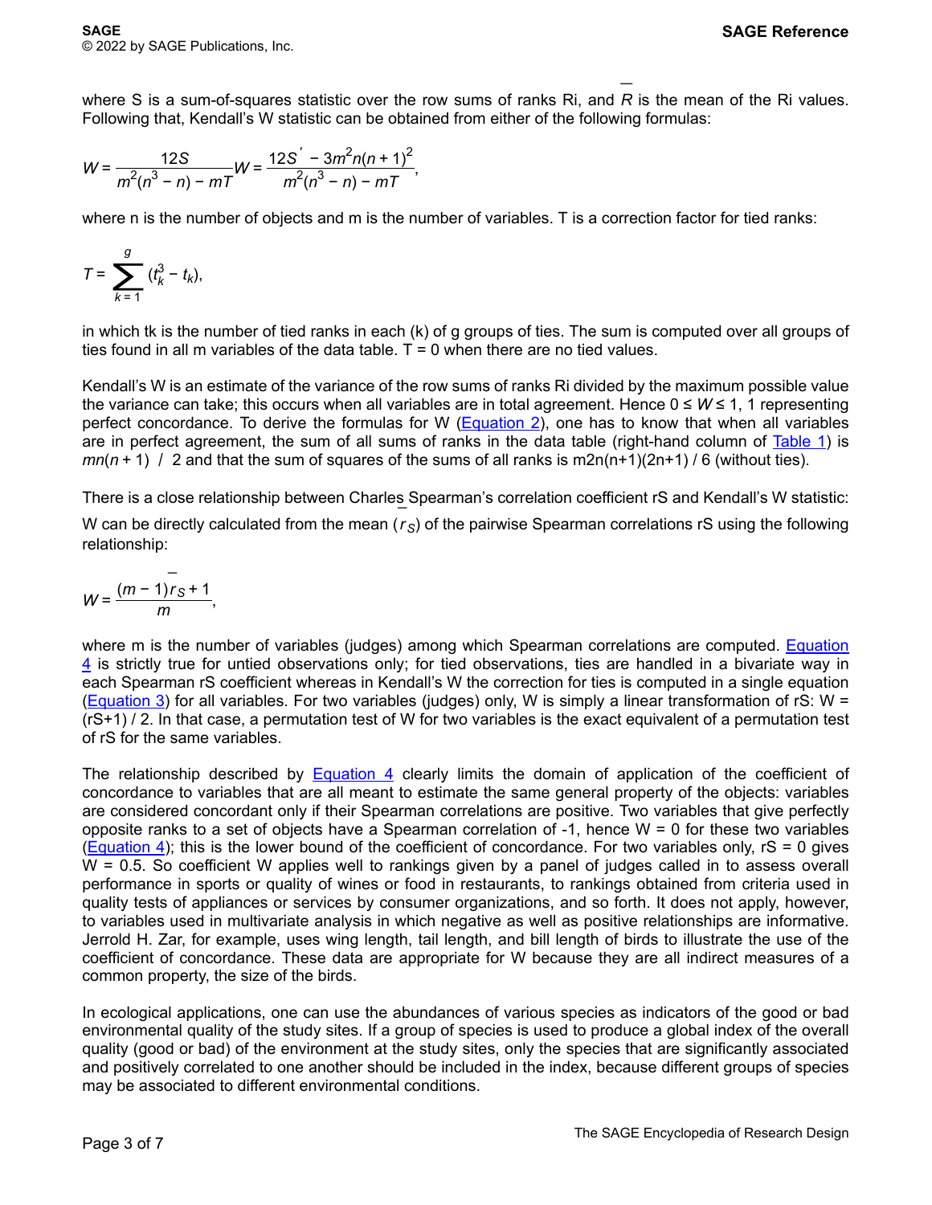where S is a sum-of-squares statistic over the row sums of ranks $R_i$, and $\bar{R}$ is the mean of the $R_i$ values. Following that, Kendall's W statistic can be obtained from either of the following formulas:

$$W = \frac{12S}{m^2(n^3 - n) - mT} W = \frac{12S' - 3m^2n(n+1)^2}{m^2(n^3 - n) - mT},$$

where n is the number of objects and m is the number of variables. T is a correction factor for tied ranks:

$$T = \sum_{k=1}^{g} (t_k^3 - t_k),$$

in which $t_k$ is the number of tied ranks in each (k) of g groups of ties. The sum is computed over all groups of ties found in all m variables of the data table. T = 0 when there are no tied values.

Kendall's W is an estimate of the variance of the row sums of ranks $R_i$ divided by the maximum possible value the variance can take; this occurs when all variables are in total agreement. Hence $0 \leq W \leq 1$, 1 representing perfect concordance. To derive the formulas for W (Equation 2), one has to know that when all variables are in perfect agreement, the sum of all sums of ranks in the data table (right-hand column of Table 1) is $mn(n+1)\ /\ 2$ and that the sum of squares of the sums of all ranks is $m^2n(n+1)(2n+1) / 6$ (without ties).

There is a close relationship between Charles Spearman's correlation coefficient $r_S$ and Kendall's W statistic: W can be directly calculated from the mean ($\bar{r}_S$) of the pairwise Spearman correlations $r_S$ using the following relationship:

$$W = \frac{(m-1)\bar{r}_S + 1}{m},$$

where m is the number of variables (judges) among which Spearman correlations are computed. Equation 4 is strictly true for untied observations only; for tied observations, ties are handled in a bivariate way in each Spearman $r_S$ coefficient whereas in Kendall's W the correction for ties is computed in a single equation (Equation 3) for all variables. For two variables (judges) only, W is simply a linear transformation of $r_S$: $W = (r_S+1) / 2$. In that case, a permutation test of W for two variables is the exact equivalent of a permutation test of $r_S$ for the same variables.

The relationship described by Equation 4 clearly limits the domain of application of the coefficient of concordance to variables that are all meant to estimate the same general property of the objects: variables are considered concordant only if their Spearman correlations are positive. Two variables that give perfectly opposite ranks to a set of objects have a Spearman correlation of -1, hence W = 0 for these two variables (Equation 4); this is the lower bound of the coefficient of concordance. For two variables only, $r_S = 0$ gives W = 0.5. So coefficient W applies well to rankings given by a panel of judges called in to assess overall performance in sports or quality of wines or food in restaurants, to rankings obtained from criteria used in quality tests of appliances or services by consumer organizations, and so forth. It does not apply, however, to variables used in multivariate analysis in which negative as well as positive relationships are informative. Jerrold H. Zar, for example, uses wing length, tail length, and bill length of birds to illustrate the use of the coefficient of concordance. These data are appropriate for W because they are all indirect measures of a common property, the size of the birds.

In ecological applications, one can use the abundances of various species as indicators of the good or bad environmental quality of the study sites. If a group of species is used to produce a global index of the overall quality (good or bad) of the environment at the study sites, only the species that are significantly associated and positively correlated to one another should be included in the index, because different groups of species may be associated to different environmental conditions.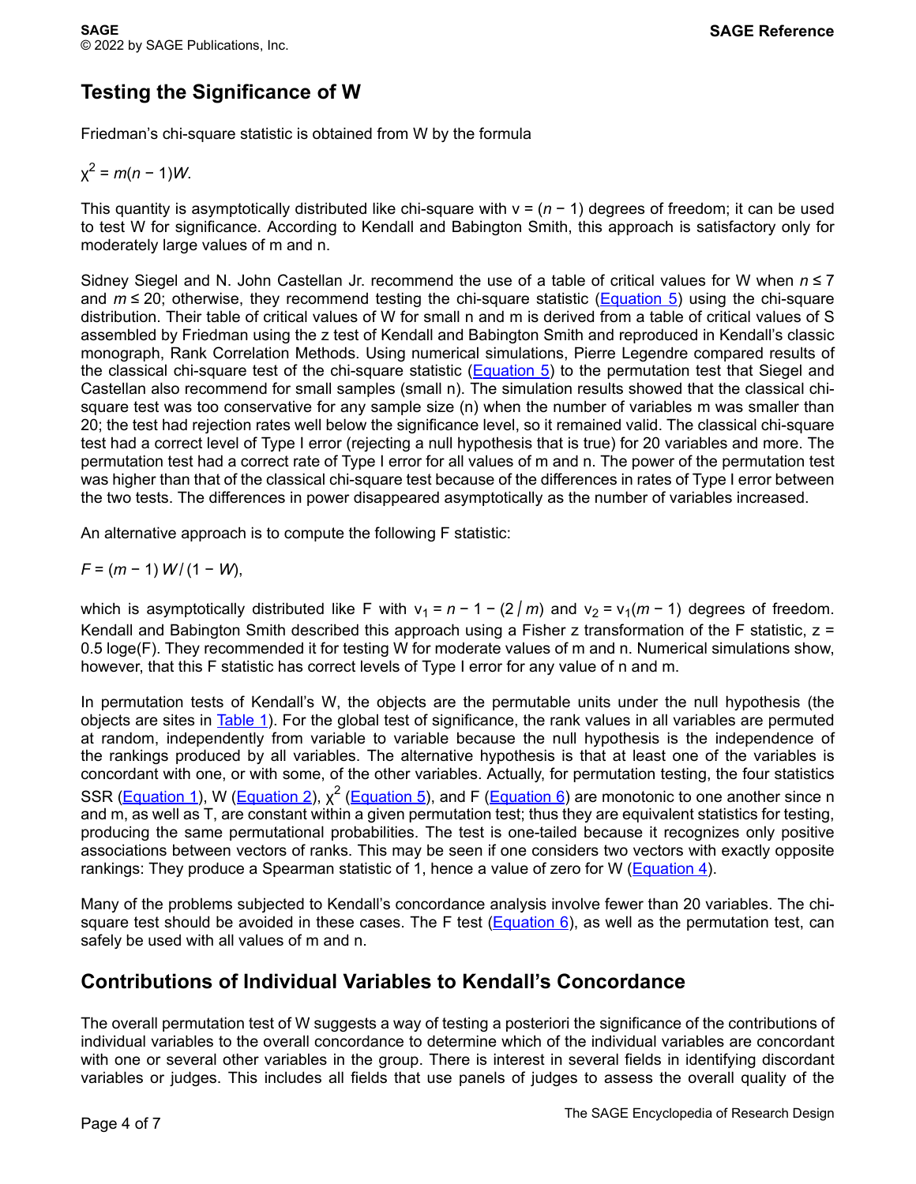## Testing the Significance of W

Friedman's chi-square statistic is obtained from W by the formula

$$\chi^2 = m(n - 1)W.$$

This quantity is asymptotically distributed like chi-square with $\nu = (n - 1)$ degrees of freedom; it can be used to test W for significance. According to Kendall and Babington Smith, this approach is satisfactory only for moderately large values of m and n.

Sidney Siegel and N. John Castellan Jr. recommend the use of a table of critical values for W when $n \le 7$ and $m \le 20$; otherwise, they recommend testing the chi-square statistic (Equation 5) using the chi-square distribution. Their table of critical values of W for small n and m is derived from a table of critical values of S assembled by Friedman using the z test of Kendall and Babington Smith and reproduced in Kendall's classic monograph, Rank Correlation Methods. Using numerical simulations, Pierre Legendre compared results of the classical chi-square test of the chi-square statistic (Equation 5) to the permutation test that Siegel and Castellan also recommend for small samples (small n). The simulation results showed that the classical chi-square test was too conservative for any sample size (n) when the number of variables m was smaller than 20; the test had rejection rates well below the significance level, so it remained valid. The classical chi-square test had a correct level of Type I error (rejecting a null hypothesis that is true) for 20 variables and more. The permutation test had a correct rate of Type I error for all values of m and n. The power of the permutation test was higher than that of the classical chi-square test because of the differences in rates of Type I error between the two tests. The differences in power disappeared asymptotically as the number of variables increased.

An alternative approach is to compute the following F statistic:

$$F = (m - 1)\, W / (1 - W),$$

which is asymptotically distributed like F with $\nu_1 = n - 1 - (2 / m)$ and $\nu_2 = \nu_1(m - 1)$ degrees of freedom. Kendall and Babington Smith described this approach using a Fisher z transformation of the F statistic, $z = 0.5 \log_e(F)$. They recommended it for testing W for moderate values of m and n. Numerical simulations show, however, that this F statistic has correct levels of Type I error for any value of n and m.

In permutation tests of Kendall's W, the objects are the permutable units under the null hypothesis (the objects are sites in Table 1). For the global test of significance, the rank values in all variables are permuted at random, independently from variable to variable because the null hypothesis is the independence of the rankings produced by all variables. The alternative hypothesis is that at least one of the variables is concordant with one, or with some, of the other variables. Actually, for permutation testing, the four statistics SSR (Equation 1), W (Equation 2), $\chi^2$ (Equation 5), and F (Equation 6) are monotonic to one another since n and m, as well as T, are constant within a given permutation test; thus they are equivalent statistics for testing, producing the same permutational probabilities. The test is one-tailed because it recognizes only positive associations between vectors of ranks. This may be seen if one considers two vectors with exactly opposite rankings: They produce a Spearman statistic of 1, hence a value of zero for W (Equation 4).

Many of the problems subjected to Kendall's concordance analysis involve fewer than 20 variables. The chi-square test should be avoided in these cases. The F test (Equation 6), as well as the permutation test, can safely be used with all values of m and n.

## Contributions of Individual Variables to Kendall's Concordance

The overall permutation test of W suggests a way of testing a posteriori the significance of the contributions of individual variables to the overall concordance to determine which of the individual variables are concordant with one or several other variables in the group. There is interest in several fields in identifying discordant variables or judges. This includes all fields that use panels of judges to assess the overall quality of the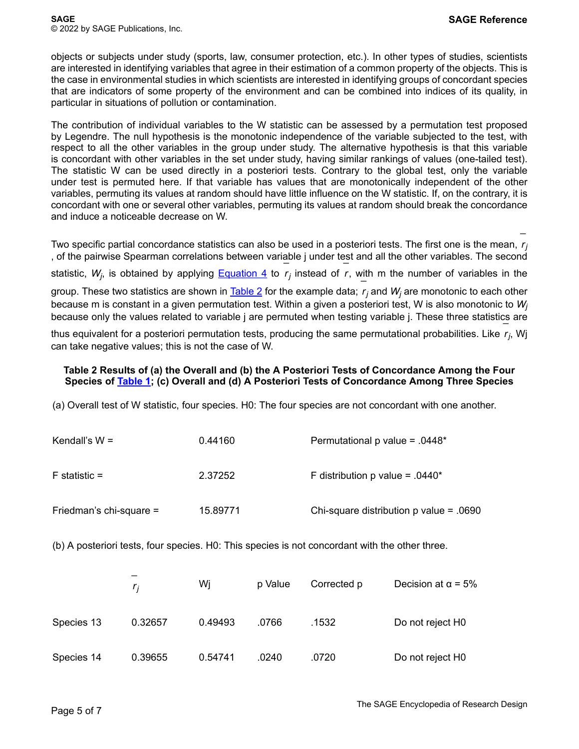objects or subjects under study (sports, law, consumer protection, etc.). In other types of studies, scientists are interested in identifying variables that agree in their estimation of a common property of the objects. This is the case in environmental studies in which scientists are interested in identifying groups of concordant species that are indicators of some property of the environment and can be combined into indices of its quality, in particular in situations of pollution or contamination.

The contribution of individual variables to the W statistic can be assessed by a permutation test proposed by Legendre. The null hypothesis is the monotonic independence of the variable subjected to the test, with respect to all the other variables in the group under study. The alternative hypothesis is that this variable is concordant with other variables in the set under study, having similar rankings of values (one-tailed test). The statistic W can be used directly in a posteriori tests. Contrary to the global test, only the variable under test is permuted here. If that variable has values that are monotonically independent of the other variables, permuting its values at random should have little influence on the W statistic. If, on the contrary, it is concordant with one or several other variables, permuting its values at random should break the concordance and induce a noticeable decrease on W.

Two specific partial concordance statistics can also be used in a posteriori tests. The first one is the mean, $\bar{r}_j$, of the pairwise Spearman correlations between variable j under test and all the other variables. The second statistic, $W_j$, is obtained by applying Equation 4 to $\bar{r}_j$ instead of $\bar{r}$, with m the number of variables in the group. These two statistics are shown in Table 2 for the example data; $\bar{r}_j$ and $W_j$ are monotonic to each other because m is constant in a given permutation test. Within a given a posteriori test, W is also monotonic to $W_j$ because only the values related to variable j are permuted when testing variable j. These three statistics are thus equivalent for a posteriori permutation tests, producing the same permutational probabilities. Like $\bar{r}_j$, Wj can take negative values; this is not the case of W.

**Table 2 Results of (a) the Overall and (b) the A Posteriori Tests of Concordance Among the Four Species of Table 1; (c) Overall and (d) A Posteriori Tests of Concordance Among Three Species**

(a) Overall test of W statistic, four species. H0: The four species are not concordant with one another.

| | | |
|---|---|---|
| Kendall's W = | 0.44160 | Permutational p value = .0448* |
| F statistic = | 2.37252 | F distribution p value = .0440* |
| Friedman's chi-square = | 15.89771 | Chi-square distribution p value = .0690 |

(b) A posteriori tests, four species. H0: This species is not concordant with the other three.

| | $\bar{r}_j$ | Wj | p Value | Corrected p | Decision at α = 5% |
|---|---|---|---|---|---|
| Species 13 | 0.32657 | 0.49493 | .0766 | .1532 | Do not reject H0 |
| Species 14 | 0.39655 | 0.54741 | .0240 | .0720 | Do not reject H0 |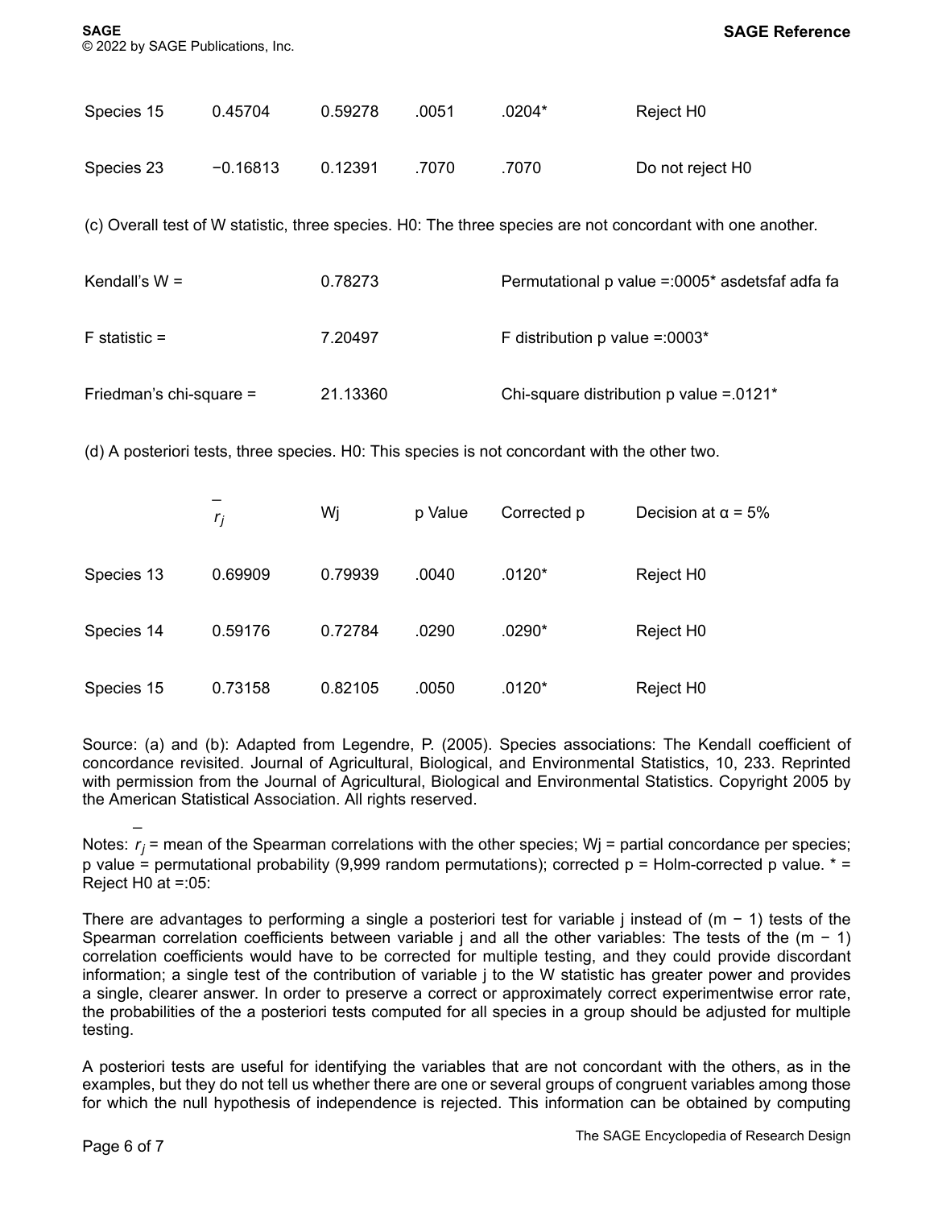| Species 15 | 0.45704 | 0.59278 | .0051 | .0204* | Reject H0 |
|---|---|---|---|---|---|
| Species 23 | −0.16813 | 0.12391 | .7070 | .7070 | Do not reject H0 |

(c) Overall test of W statistic, three species. H0: The three species are not concordant with one another.

| | | |
|---|---|---|
| Kendall's W = | 0.78273 | Permutational p value =:0005* asdetsfaf adfa fa |
| F statistic = | 7.20497 | F distribution p value =:0003* |
| Friedman's chi-square = | 21.13360 | Chi-square distribution p value =.0121* |

(d) A posteriori tests, three species. H0: This species is not concordant with the other two.

| | $\bar{r}_j$ | Wj | p Value | Corrected p | Decision at α = 5% |
|---|---|---|---|---|---|
| Species 13 | 0.69909 | 0.79939 | .0040 | .0120* | Reject H0 |
| Species 14 | 0.59176 | 0.72784 | .0290 | .0290* | Reject H0 |
| Species 15 | 0.73158 | 0.82105 | .0050 | .0120* | Reject H0 |

Source: (a) and (b): Adapted from Legendre, P. (2005). Species associations: The Kendall coefficient of concordance revisited. Journal of Agricultural, Biological, and Environmental Statistics, 10, 233. Reprinted with permission from the Journal of Agricultural, Biological and Environmental Statistics. Copyright 2005 by the American Statistical Association. All rights reserved.

Notes: $\bar{r}_j$ = mean of the Spearman correlations with the other species; Wj = partial concordance per species; p value = permutational probability (9,999 random permutations); corrected p = Holm-corrected p value. * = Reject H0 at =:05:

There are advantages to performing a single a posteriori test for variable j instead of (m − 1) tests of the Spearman correlation coefficients between variable j and all the other variables: The tests of the (m − 1) correlation coefficients would have to be corrected for multiple testing, and they could provide discordant information; a single test of the contribution of variable j to the W statistic has greater power and provides a single, clearer answer. In order to preserve a correct or approximately correct experimentwise error rate, the probabilities of the a posteriori tests computed for all species in a group should be adjusted for multiple testing.

A posteriori tests are useful for identifying the variables that are not concordant with the others, as in the examples, but they do not tell us whether there are one or several groups of congruent variables among those for which the null hypothesis of independence is rejected. This information can be obtained by computing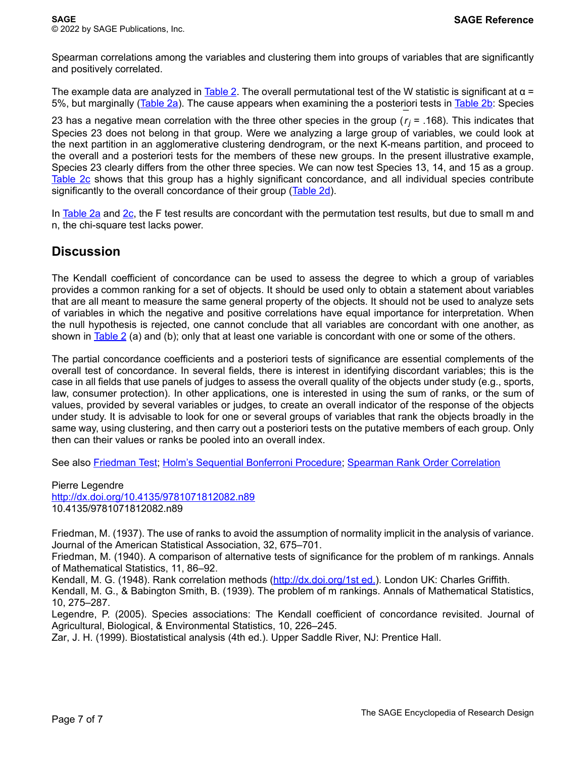Spearman correlations among the variables and clustering them into groups of variables that are significantly and positively correlated.

The example data are analyzed in Table 2. The overall permutational test of the W statistic is significant at α = 5%, but marginally (Table 2a). The cause appears when examining the a posteriori tests in Table 2b: Species 23 has a negative mean correlation with the three other species in the group ($\bar{r}_j$ = .168). This indicates that Species 23 does not belong in that group. Were we analyzing a large group of variables, we could look at the next partition in an agglomerative clustering dendrogram, or the next K-means partition, and proceed to the overall and a posteriori tests for the members of these new groups. In the present illustrative example, Species 23 clearly differs from the other three species. We can now test Species 13, 14, and 15 as a group. Table 2c shows that this group has a highly significant concordance, and all individual species contribute significantly to the overall concordance of their group (Table 2d).

In Table 2a and 2c, the F test results are concordant with the permutation test results, but due to small m and n, the chi-square test lacks power.

## Discussion

The Kendall coefficient of concordance can be used to assess the degree to which a group of variables provides a common ranking for a set of objects. It should be used only to obtain a statement about variables that are all meant to measure the same general property of the objects. It should not be used to analyze sets of variables in which the negative and positive correlations have equal importance for interpretation. When the null hypothesis is rejected, one cannot conclude that all variables are concordant with one another, as shown in Table 2 (a) and (b); only that at least one variable is concordant with one or some of the others.

The partial concordance coefficients and a posteriori tests of significance are essential complements of the overall test of concordance. In several fields, there is interest in identifying discordant variables; this is the case in all fields that use panels of judges to assess the overall quality of the objects under study (e.g., sports, law, consumer protection). In other applications, one is interested in using the sum of ranks, or the sum of values, provided by several variables or judges, to create an overall indicator of the response of the objects under study. It is advisable to look for one or several groups of variables that rank the objects broadly in the same way, using clustering, and then carry out a posteriori tests on the putative members of each group. Only then can their values or ranks be pooled into an overall index.

See also Friedman Test; Holm's Sequential Bonferroni Procedure; Spearman Rank Order Correlation

Pierre Legendre
http://dx.doi.org/10.4135/9781071812082.n89
10.4135/9781071812082.n89

Friedman, M. (1937). The use of ranks to avoid the assumption of normality implicit in the analysis of variance. Journal of the American Statistical Association, 32, 675–701.
Friedman, M. (1940). A comparison of alternative tests of significance for the problem of m rankings. Annals of Mathematical Statistics, 11, 86–92.
Kendall, M. G. (1948). Rank correlation methods (http://dx.doi.org/1st ed.). London UK: Charles Griffith.
Kendall, M. G., & Babington Smith, B. (1939). The problem of m rankings. Annals of Mathematical Statistics, 10, 275–287.
Legendre, P. (2005). Species associations: The Kendall coefficient of concordance revisited. Journal of Agricultural, Biological, & Environmental Statistics, 10, 226–245.
Zar, J. H. (1999). Biostatistical analysis (4th ed.). Upper Saddle River, NJ: Prentice Hall.